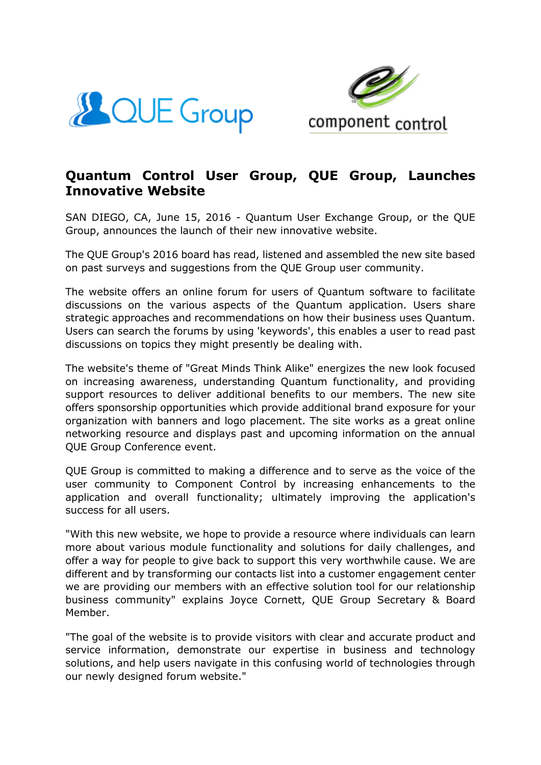# Quantum Control User Group, QUE Group, Launches Innovative Website

SAN DIEGO, CA, June 15, 2016 - Quantum User Exchange Group, or the QUE Group, announces the launch of their new innovative website.

The QUE Group's 2016 board has read, listened and assembled the new site based on past surveys and suggestions from the QUE Group user community.

The website offers an online forum for users of Quantum software to facilitate discussions on the various aspects of the Quantum application. Users share strategic approaches and recommendations on how their business uses Quantum. Users can search the forums by using 'keywords', this enables a user to read past discussions on topics they might presently be dealing with.

The website's theme of "Great Minds Think Alike" energizes the new look focused on increasing awareness, understanding Quantum functionality, and providing support resources to deliver additional benefits to our members. The new site offers sponsorship opportunities which provide additional brand exposure for your organization with banners and logo placement. The site works as a great online networking resource and displays past and upcoming information on the annual QUE Group Conference event.

QUE Group is committed to making a difference and to serve as the voice of the user community to Component Control by increasing enhancements to the application and overall functionality; ultimately improving the application's success for all users.

"With this new website, we hope to provide a resource where individuals can learn more about various module functionality and solutions for daily challenges, and offer a way for people to give back to support this very worthwhile cause. We are different and by transforming our contacts list into a customer engagement center we are providing our members with an effective solution tool for our relationship business community" explains Joyce Cornett, QUE Group Secretary & Board Member.

"The goal of the website is to provide visitors with clear and accurate product and service information, demonstrate our expertise in business and technology solutions, and help users navigate in this confusing world of technologies through our newly designed forum website."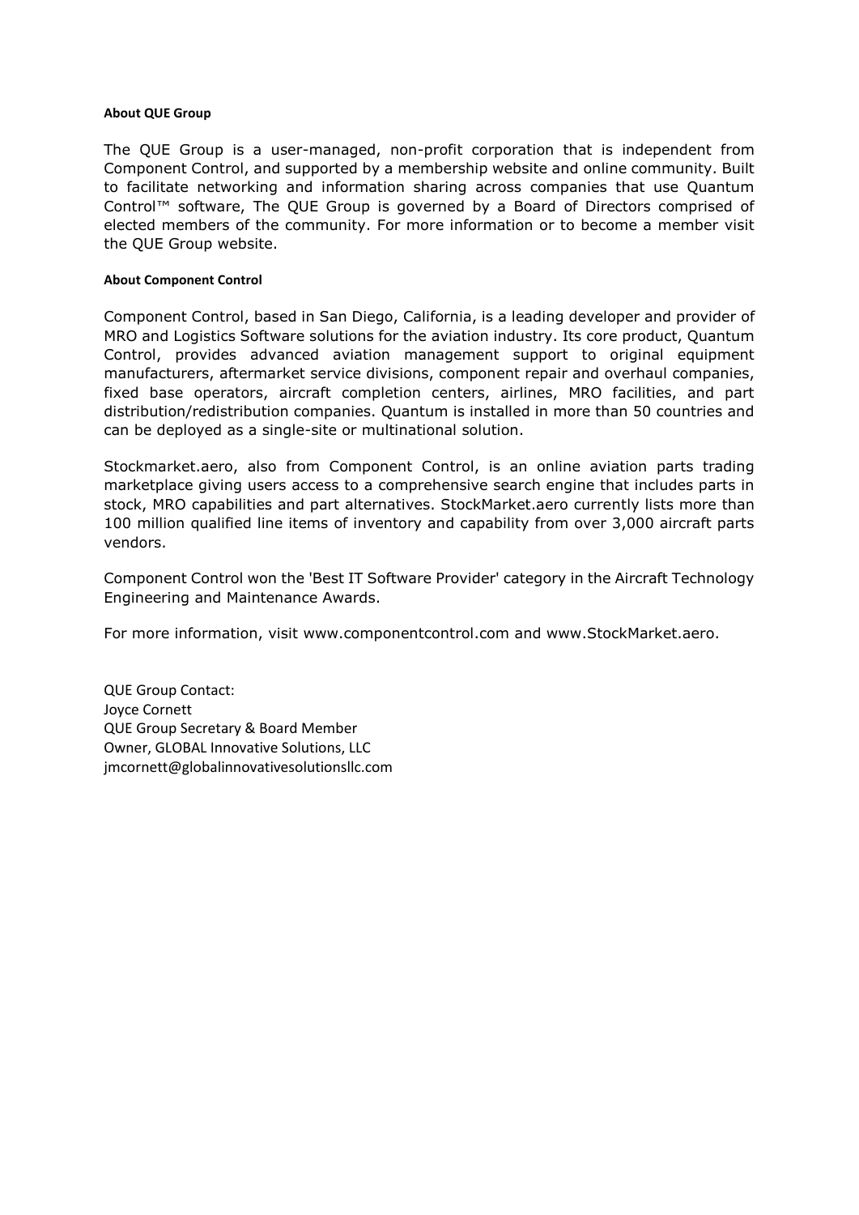**About QUE Group**

The QUE Group is a user-managed, non-profit corporation that is independent from Component Control, and supported by a membership website and online community. Built to facilitate networking and information sharing across companies that use Quantum Control™ software, The QUE Group is governed by a Board of Directors comprised of elected members of the community. For more information or to become a member visit the QUE Group website.

**About Component Control**

Component Control, based in San Diego, California, is a leading developer and provider of MRO and Logistics Software solutions for the aviation industry. Its core product, Quantum Control, provides advanced aviation management support to original equipment manufacturers, aftermarket service divisions, component repair and overhaul companies, fixed base operators, aircraft completion centers, airlines, MRO facilities, and part distribution/redistribution companies. Quantum is installed in more than 50 countries and can be deployed as a single-site or multinational solution.

Stockmarket.aero, also from Component Control, is an online aviation parts trading marketplace giving users access to a comprehensive search engine that includes parts in stock, MRO capabilities and part alternatives. StockMarket.aero currently lists more than 100 million qualified line items of inventory and capability from over 3,000 aircraft parts vendors.

Component Control won the 'Best IT Software Provider' category in the Aircraft Technology Engineering and Maintenance Awards.

For more information, visit www.componentcontrol.com and www.StockMarket.aero.

QUE Group Contact:
Joyce Cornett
QUE Group Secretary & Board Member
Owner, GLOBAL Innovative Solutions, LLC
jmcornett@globalinnovativesolutionsllc.com